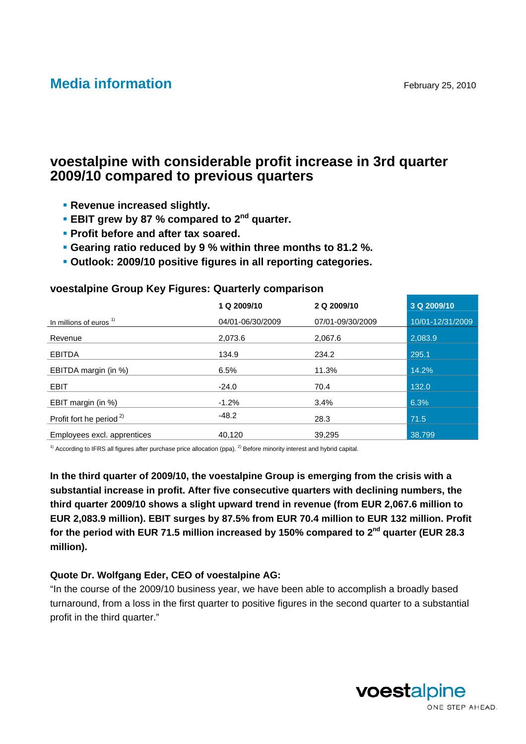## Media information

February 25, 2010

# voestalpine with considerable profit increase in 3rd quarter 2009/10 compared to previous quarters

- **Revenue increased slightly.**
- **EBIT grew by 87 % compared to 2nd quarter.**
- **Profit before and after tax soared.**
- **Gearing ratio reduced by 9 % within three months to 81.2 %.**
- **Outlook: 2009/10 positive figures in all reporting categories.**

### voestalpine Group Key Figures: Quarterly comparison

| | 1 Q 2009/10 | 2 Q 2009/10 | 3 Q 2009/10 |
|---|---|---|---|
| In millions of euros [1] | 04/01-06/30/2009 | 07/01-09/30/2009 | 10/01-12/31/2009 |
| Revenue | 2,073.6 | 2,067.6 | 2,083.9 |
| EBITDA | 134.9 | 234.2 | 295.1 |
| EBITDA margin (in %) | 6.5% | 11.3% | 14.2% |
| EBIT | -24.0 | 70.4 | 132.0 |
| EBIT margin (in %) | -1.2% | 3.4% | 6.3% |
| Profit fort he period [2] | -48.2 | 28.3 | 71.5 |
| Employees excl. apprentices | 40,120 | 39,295 | 38,799 |

[1] According to IFRS all figures after purchase price allocation (ppa). [2] Before minority interest and hybrid capital.

**In the third quarter of 2009/10, the voestalpine Group is emerging from the crisis with a substantial increase in profit. After five consecutive quarters with declining numbers, the third quarter 2009/10 shows a slight upward trend in revenue (from EUR 2,067.6 million to EUR 2,083.9 million). EBIT surges by 87.5% from EUR 70.4 million to EUR 132 million. Profit for the period with EUR 71.5 million increased by 150% compared to 2nd quarter (EUR 28.3 million).**

**Quote Dr. Wolfgang Eder, CEO of voestalpine AG:**

"In the course of the 2009/10 business year, we have been able to accomplish a broadly based turnaround, from a loss in the first quarter to positive figures in the second quarter to a substantial profit in the third quarter."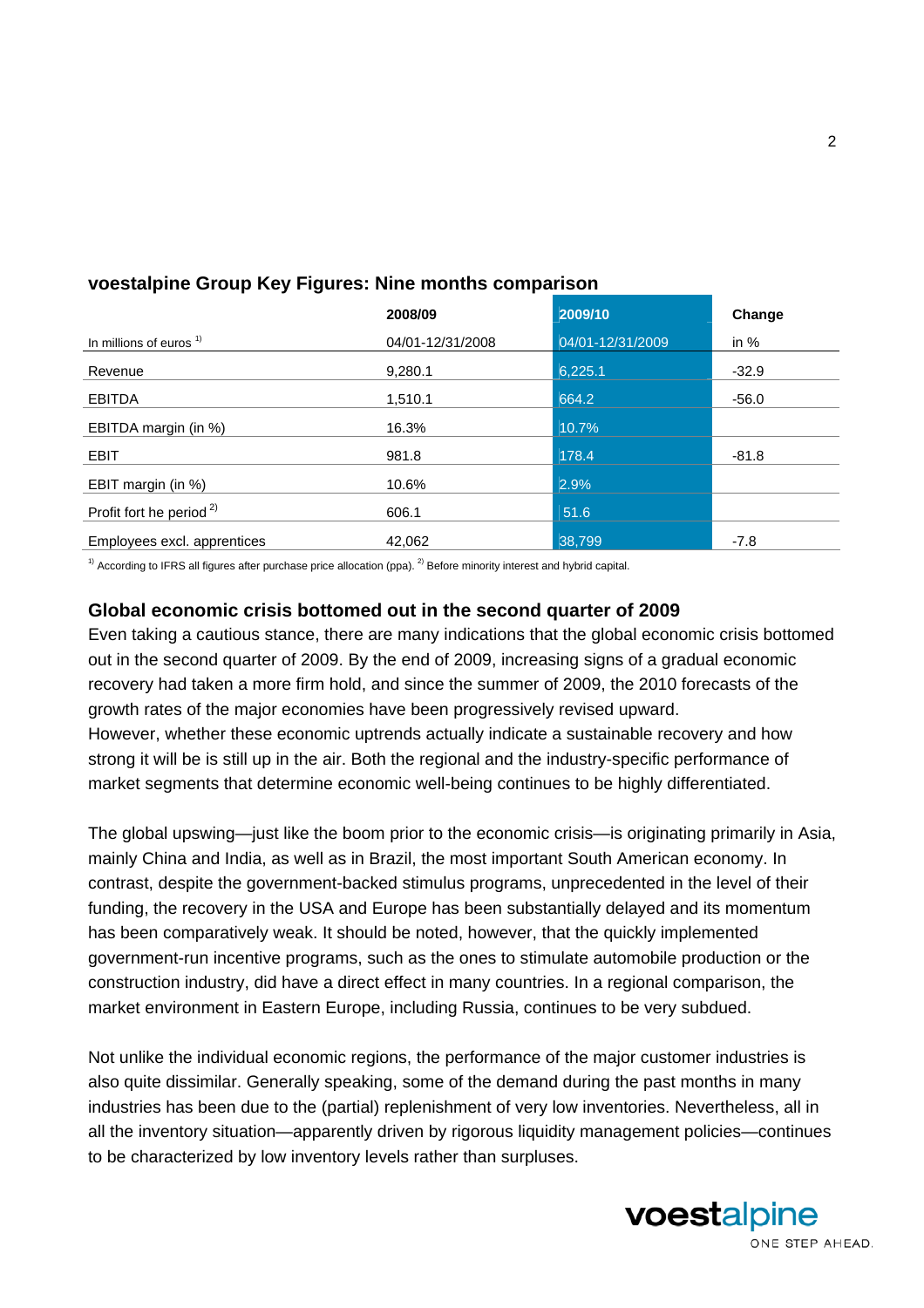## voestalpine Group Key Figures: Nine months comparison

| | 2008/09 | 2009/10 | Change |
|---|---|---|---|
| In millions of euros [1] | 04/01-12/31/2008 | 04/01-12/31/2009 | in % |
| Revenue | 9,280.1 | 6,225.1 | -32.9 |
| EBITDA | 1,510.1 | 664.2 | -56.0 |
| EBITDA margin (in %) | 16.3% | 10.7% | |
| EBIT | 981.8 | 178.4 | -81.8 |
| EBIT margin (in %) | 10.6% | 2.9% | |
| Profit fort he period [2] | 606.1 | 51.6 | |
| Employees excl. apprentices | 42,062 | 38,799 | -7.8 |

[1] According to IFRS all figures after purchase price allocation (ppa). [2] Before minority interest and hybrid capital.

### Global economic crisis bottomed out in the second quarter of 2009

Even taking a cautious stance, there are many indications that the global economic crisis bottomed out in the second quarter of 2009. By the end of 2009, increasing signs of a gradual economic recovery had taken a more firm hold, and since the summer of 2009, the 2010 forecasts of the growth rates of the major economies have been progressively revised upward.
However, whether these economic uptrends actually indicate a sustainable recovery and how strong it will be is still up in the air. Both the regional and the industry-specific performance of market segments that determine economic well-being continues to be highly differentiated.

The global upswing—just like the boom prior to the economic crisis—is originating primarily in Asia, mainly China and India, as well as in Brazil, the most important South American economy. In contrast, despite the government-backed stimulus programs, unprecedented in the level of their funding, the recovery in the USA and Europe has been substantially delayed and its momentum has been comparatively weak. It should be noted, however, that the quickly implemented government-run incentive programs, such as the ones to stimulate automobile production or the construction industry, did have a direct effect in many countries. In a regional comparison, the market environment in Eastern Europe, including Russia, continues to be very subdued.

Not unlike the individual economic regions, the performance of the major customer industries is also quite dissimilar. Generally speaking, some of the demand during the past months in many industries has been due to the (partial) replenishment of very low inventories. Nevertheless, all in all the inventory situation—apparently driven by rigorous liquidity management policies—continues to be characterized by low inventory levels rather than surpluses.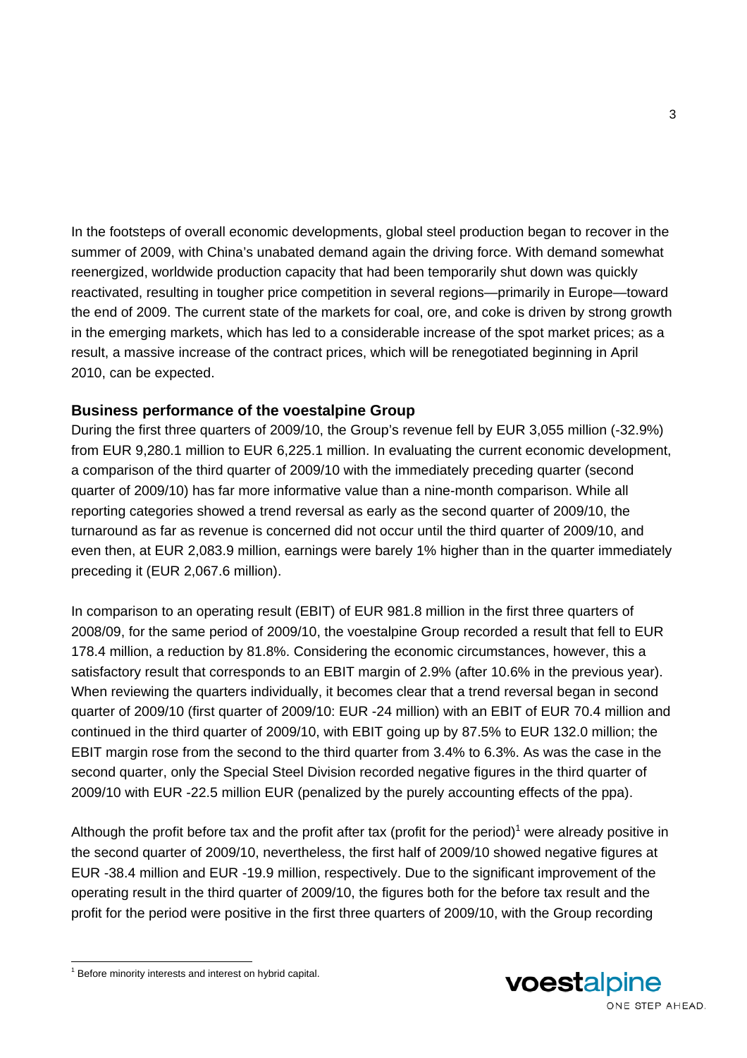In the footsteps of overall economic developments, global steel production began to recover in the summer of 2009, with China's unabated demand again the driving force. With demand somewhat reenergized, worldwide production capacity that had been temporarily shut down was quickly reactivated, resulting in tougher price competition in several regions—primarily in Europe—toward the end of 2009. The current state of the markets for coal, ore, and coke is driven by strong growth in the emerging markets, which has led to a considerable increase of the spot market prices; as a result, a massive increase of the contract prices, which will be renegotiated beginning in April 2010, can be expected.

## Business performance of the voestalpine Group

During the first three quarters of 2009/10, the Group's revenue fell by EUR 3,055 million (-32.9%) from EUR 9,280.1 million to EUR 6,225.1 million. In evaluating the current economic development, a comparison of the third quarter of 2009/10 with the immediately preceding quarter (second quarter of 2009/10) has far more informative value than a nine-month comparison. While all reporting categories showed a trend reversal as early as the second quarter of 2009/10, the turnaround as far as revenue is concerned did not occur until the third quarter of 2009/10, and even then, at EUR 2,083.9 million, earnings were barely 1% higher than in the quarter immediately preceding it (EUR 2,067.6 million).

In comparison to an operating result (EBIT) of EUR 981.8 million in the first three quarters of 2008/09, for the same period of 2009/10, the voestalpine Group recorded a result that fell to EUR 178.4 million, a reduction by 81.8%. Considering the economic circumstances, however, this a satisfactory result that corresponds to an EBIT margin of 2.9% (after 10.6% in the previous year). When reviewing the quarters individually, it becomes clear that a trend reversal began in second quarter of 2009/10 (first quarter of 2009/10: EUR -24 million) with an EBIT of EUR 70.4 million and continued in the third quarter of 2009/10, with EBIT going up by 87.5% to EUR 132.0 million; the EBIT margin rose from the second to the third quarter from 3.4% to 6.3%. As was the case in the second quarter, only the Special Steel Division recorded negative figures in the third quarter of 2009/10 with EUR -22.5 million EUR (penalized by the purely accounting effects of the ppa).

Although the profit before tax and the profit after tax (profit for the period)[1] were already positive in the second quarter of 2009/10, nevertheless, the first half of 2009/10 showed negative figures at EUR -38.4 million and EUR -19.9 million, respectively. Due to the significant improvement of the operating result in the third quarter of 2009/10, the figures both for the before tax result and the profit for the period were positive in the first three quarters of 2009/10, with the Group recording

[1] Before minority interests and interest on hybrid capital.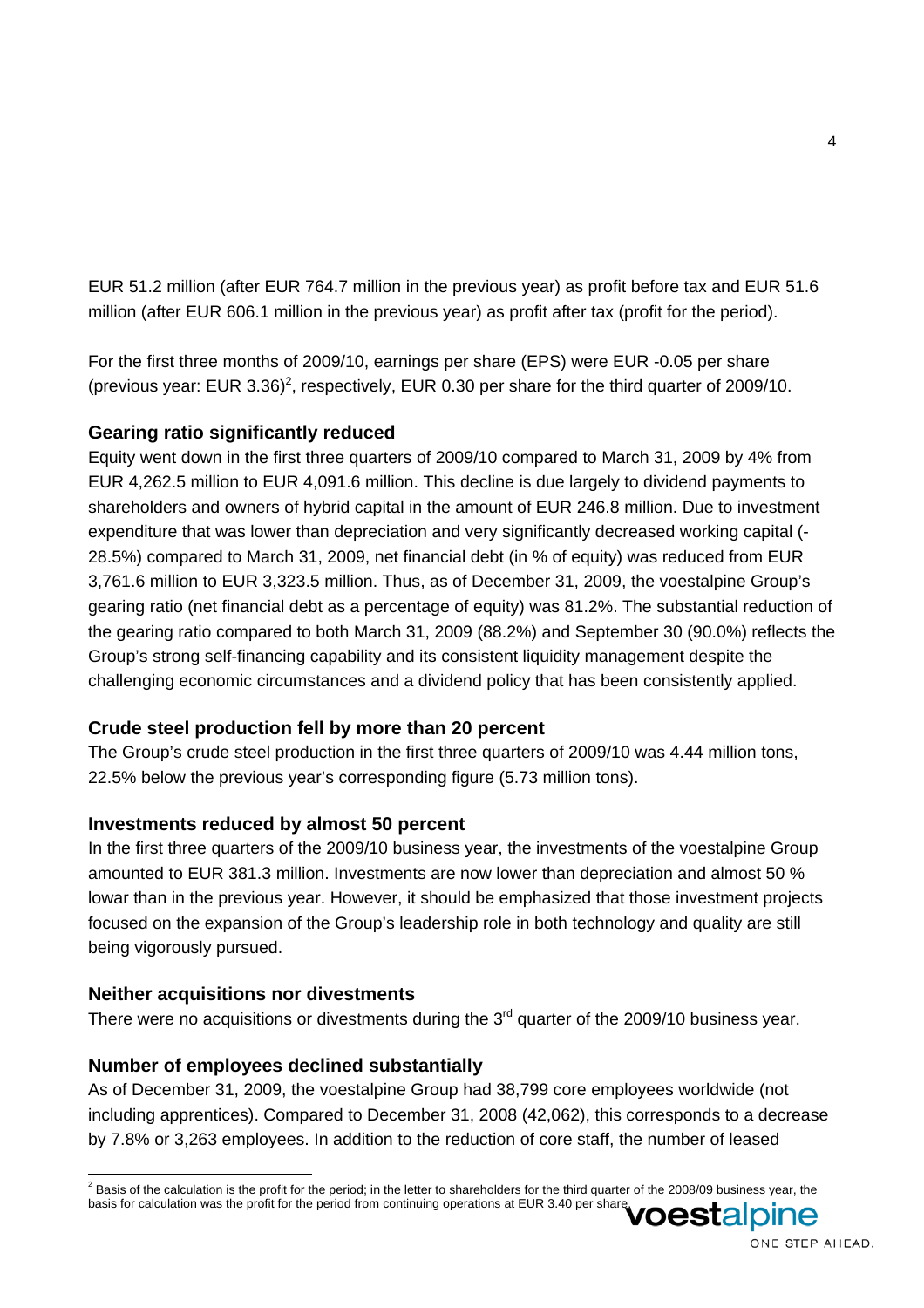EUR 51.2 million (after EUR 764.7 million in the previous year) as profit before tax and EUR 51.6 million (after EUR 606.1 million in the previous year) as profit after tax (profit for the period).

For the first three months of 2009/10, earnings per share (EPS) were EUR -0.05 per share (previous year: EUR 3.36)[2], respectively, EUR 0.30 per share for the third quarter of 2009/10.

## Gearing ratio significantly reduced

Equity went down in the first three quarters of 2009/10 compared to March 31, 2009 by 4% from EUR 4,262.5 million to EUR 4,091.6 million. This decline is due largely to dividend payments to shareholders and owners of hybrid capital in the amount of EUR 246.8 million. Due to investment expenditure that was lower than depreciation and very significantly decreased working capital (-28.5%) compared to March 31, 2009, net financial debt (in % of equity) was reduced from EUR 3,761.6 million to EUR 3,323.5 million. Thus, as of December 31, 2009, the voestalpine Group's gearing ratio (net financial debt as a percentage of equity) was 81.2%. The substantial reduction of the gearing ratio compared to both March 31, 2009 (88.2%) and September 30 (90.0%) reflects the Group's strong self-financing capability and its consistent liquidity management despite the challenging economic circumstances and a dividend policy that has been consistently applied.

## Crude steel production fell by more than 20 percent

The Group's crude steel production in the first three quarters of 2009/10 was 4.44 million tons, 22.5% below the previous year's corresponding figure (5.73 million tons).

## Investments reduced by almost 50 percent

In the first three quarters of the 2009/10 business year, the investments of the voestalpine Group amounted to EUR 381.3 million. Investments are now lower than depreciation and almost 50 % lowar than in the previous year. However, it should be emphasized that those investment projects focused on the expansion of the Group's leadership role in both technology and quality are still being vigorously pursued.

## Neither acquisitions nor divestments

There were no acquisitions or divestments during the 3rd quarter of the 2009/10 business year.

## Number of employees declined substantially

As of December 31, 2009, the voestalpine Group had 38,799 core employees worldwide (not including apprentices). Compared to December 31, 2008 (42,062), this corresponds to a decrease by 7.8% or 3,263 employees. In addition to the reduction of core staff, the number of leased

---

[2] Basis of the calculation is the profit for the period; in the letter to shareholders for the third quarter of the 2008/09 business year, the basis for calculation was the profit for the period from continuing operations at EUR 3.40 per share.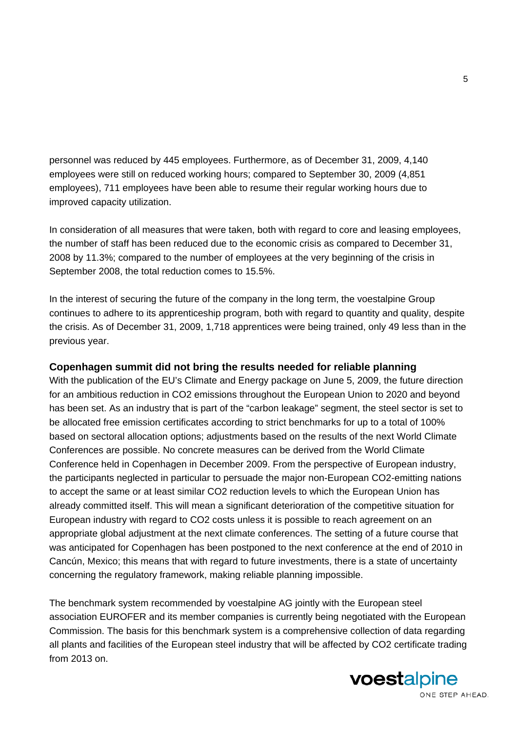personnel was reduced by 445 employees. Furthermore, as of December 31, 2009, 4,140 employees were still on reduced working hours; compared to September 30, 2009 (4,851 employees), 711 employees have been able to resume their regular working hours due to improved capacity utilization.

In consideration of all measures that were taken, both with regard to core and leasing employees, the number of staff has been reduced due to the economic crisis as compared to December 31, 2008 by 11.3%; compared to the number of employees at the very beginning of the crisis in September 2008, the total reduction comes to 15.5%.

In the interest of securing the future of the company in the long term, the voestalpine Group continues to adhere to its apprenticeship program, both with regard to quantity and quality, despite the crisis. As of December 31, 2009, 1,718 apprentices were being trained, only 49 less than in the previous year.

## Copenhagen summit did not bring the results needed for reliable planning

With the publication of the EU's Climate and Energy package on June 5, 2009, the future direction for an ambitious reduction in $CO_2$ emissions throughout the European Union to 2020 and beyond has been set. As an industry that is part of the "carbon leakage" segment, the steel sector is set to be allocated free emission certificates according to strict benchmarks for up to a total of 100% based on sectoral allocation options; adjustments based on the results of the next World Climate Conferences are possible. No concrete measures can be derived from the World Climate Conference held in Copenhagen in December 2009. From the perspective of European industry, the participants neglected in particular to persuade the major non-European $CO_2$-emitting nations to accept the same or at least similar $CO_2$ reduction levels to which the European Union has already committed itself. This will mean a significant deterioration of the competitive situation for European industry with regard to $CO_2$ costs unless it is possible to reach agreement on an appropriate global adjustment at the next climate conferences. The setting of a future course that was anticipated for Copenhagen has been postponed to the next conference at the end of 2010 in Cancún, Mexico; this means that with regard to future investments, there is a state of uncertainty concerning the regulatory framework, making reliable planning impossible.

The benchmark system recommended by voestalpine AG jointly with the European steel association EUROFER and its member companies is currently being negotiated with the European Commission. The basis for this benchmark system is a comprehensive collection of data regarding all plants and facilities of the European steel industry that will be affected by $CO_2$ certificate trading from 2013 on.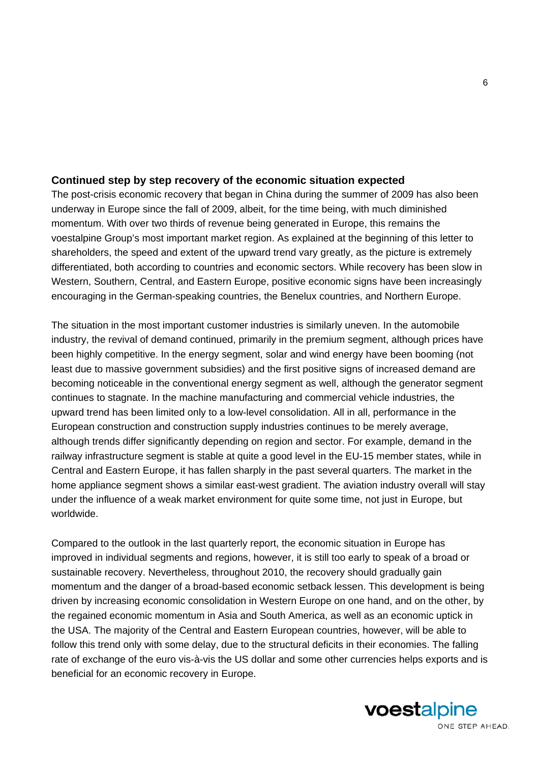### Continued step by step recovery of the economic situation expected

The post-crisis economic recovery that began in China during the summer of 2009 has also been underway in Europe since the fall of 2009, albeit, for the time being, with much diminished momentum. With over two thirds of revenue being generated in Europe, this remains the voestalpine Group's most important market region. As explained at the beginning of this letter to shareholders, the speed and extent of the upward trend vary greatly, as the picture is extremely differentiated, both according to countries and economic sectors. While recovery has been slow in Western, Southern, Central, and Eastern Europe, positive economic signs have been increasingly encouraging in the German-speaking countries, the Benelux countries, and Northern Europe.

The situation in the most important customer industries is similarly uneven. In the automobile industry, the revival of demand continued, primarily in the premium segment, although prices have been highly competitive. In the energy segment, solar and wind energy have been booming (not least due to massive government subsidies) and the first positive signs of increased demand are becoming noticeable in the conventional energy segment as well, although the generator segment continues to stagnate. In the machine manufacturing and commercial vehicle industries, the upward trend has been limited only to a low-level consolidation. All in all, performance in the European construction and construction supply industries continues to be merely average, although trends differ significantly depending on region and sector. For example, demand in the railway infrastructure segment is stable at quite a good level in the EU-15 member states, while in Central and Eastern Europe, it has fallen sharply in the past several quarters. The market in the home appliance segment shows a similar east-west gradient. The aviation industry overall will stay under the influence of a weak market environment for quite some time, not just in Europe, but worldwide.

Compared to the outlook in the last quarterly report, the economic situation in Europe has improved in individual segments and regions, however, it is still too early to speak of a broad or sustainable recovery. Nevertheless, throughout 2010, the recovery should gradually gain momentum and the danger of a broad-based economic setback lessen. This development is being driven by increasing economic consolidation in Western Europe on one hand, and on the other, by the regained economic momentum in Asia and South America, as well as an economic uptick in the USA. The majority of the Central and Eastern European countries, however, will be able to follow this trend only with some delay, due to the structural deficits in their economies. The falling rate of exchange of the euro vis-à-vis the US dollar and some other currencies helps exports and is beneficial for an economic recovery in Europe.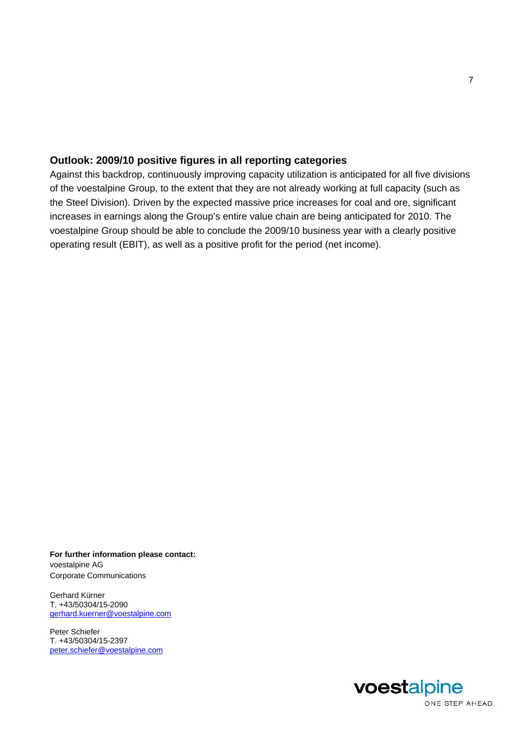## Outlook: 2009/10 positive figures in all reporting categories

Against this backdrop, continuously improving capacity utilization is anticipated for all five divisions of the voestalpine Group, to the extent that they are not already working at full capacity (such as the Steel Division). Driven by the expected massive price increases for coal and ore, significant increases in earnings along the Group's entire value chain are being anticipated for 2010. The voestalpine Group should be able to conclude the 2009/10 business year with a clearly positive operating result (EBIT), as well as a positive profit for the period (net income).

**For further information please contact:**
voestalpine AG
Corporate Communications

Gerhard Kürner
T. +43/50304/15-2090
gerhard.kuerner@voestalpine.com

Peter Schiefer
T. +43/50304/15-2397
peter.schiefer@voestalpine.com

voestalpine
ONE STEP AHEAD.